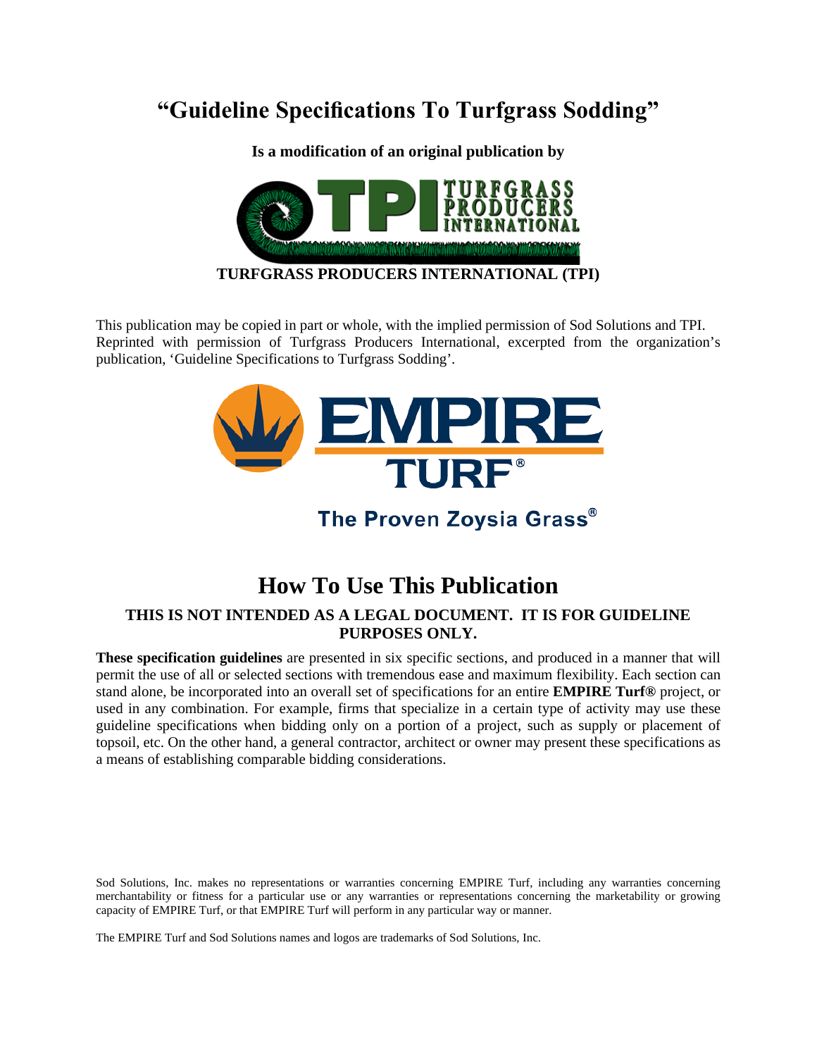# "Guideline Specifications To Turfgrass Sodding"

**Is a modification of an original publication by**

**TURFGRASS PRODUCERS INTERNATIONAL (TPI)**

This publication may be copied in part or whole, with the implied permission of Sod Solutions and TPI. Reprinted with permission of Turfgrass Producers International, excerpted from the organization's publication, 'Guideline Specifications to Turfgrass Sodding'.

EMPIRE TURF®

The Proven Zoysia Grass®

# How To Use This Publication

**THIS IS NOT INTENDED AS A LEGAL DOCUMENT. IT IS FOR GUIDELINE PURPOSES ONLY.**

**These specification guidelines** are presented in six specific sections, and produced in a manner that will permit the use of all or selected sections with tremendous ease and maximum flexibility. Each section can stand alone, be incorporated into an overall set of specifications for an entire **EMPIRE Turf®** project, or used in any combination. For example, firms that specialize in a certain type of activity may use these guideline specifications when bidding only on a portion of a project, such as supply or placement of topsoil, etc. On the other hand, a general contractor, architect or owner may present these specifications as a means of establishing comparable bidding considerations.

Sod Solutions, Inc. makes no representations or warranties concerning EMPIRE Turf, including any warranties concerning merchantability or fitness for a particular use or any warranties or representations concerning the marketability or growing capacity of EMPIRE Turf, or that EMPIRE Turf will perform in any particular way or manner.

The EMPIRE Turf and Sod Solutions names and logos are trademarks of Sod Solutions, Inc.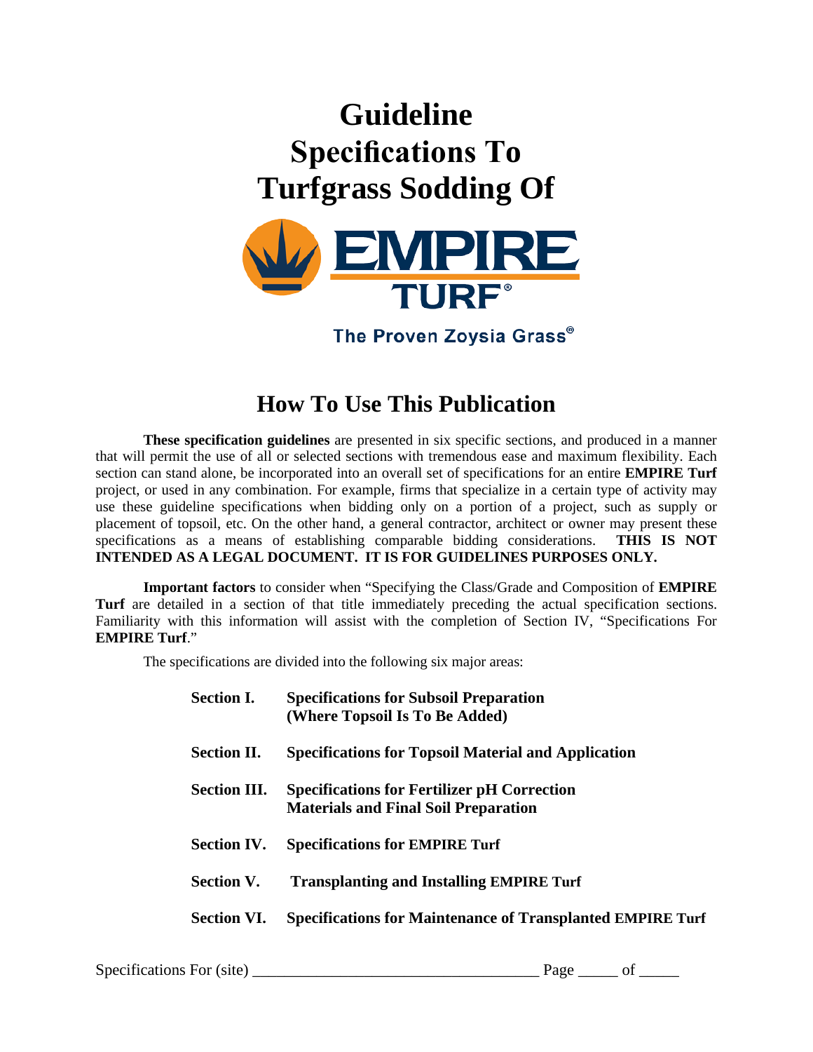# Guideline Specifications To Turfgrass Sodding Of

EMPIRE TURF®

The Proven Zoysia Grass®

## How To Use This Publication

**These specification guidelines** are presented in six specific sections, and produced in a manner that will permit the use of all or selected sections with tremendous ease and maximum flexibility. Each section can stand alone, be incorporated into an overall set of specifications for an entire **EMPIRE Turf** project, or used in any combination. For example, firms that specialize in a certain type of activity may use these guideline specifications when bidding only on a portion of a project, such as supply or placement of topsoil, etc. On the other hand, a general contractor, architect or owner may present these specifications as a means of establishing comparable bidding considerations. **THIS IS NOT INTENDED AS A LEGAL DOCUMENT. IT IS FOR GUIDELINES PURPOSES ONLY.**

**Important factors** to consider when "Specifying the Class/Grade and Composition of **EMPIRE Turf** are detailed in a section of that title immediately preceding the actual specification sections. Familiarity with this information will assist with the completion of Section IV, "Specifications For **EMPIRE Turf**."

The specifications are divided into the following six major areas:

| | |
|---|---|
| **Section I.** | **Specifications for Subsoil Preparation (Where Topsoil Is To Be Added)** |
| **Section II.** | **Specifications for Topsoil Material and Application** |
| **Section III.** | **Specifications for Fertilizer pH Correction Materials and Final Soil Preparation** |
| **Section IV.** | **Specifications for EMPIRE Turf** |
| **Section V.** | **Transplanting and Installing EMPIRE Turf** |
| **Section VI.** | **Specifications for Maintenance of Transplanted EMPIRE Turf** |

Specifications For (site) ___________________________________ Page _____ of _____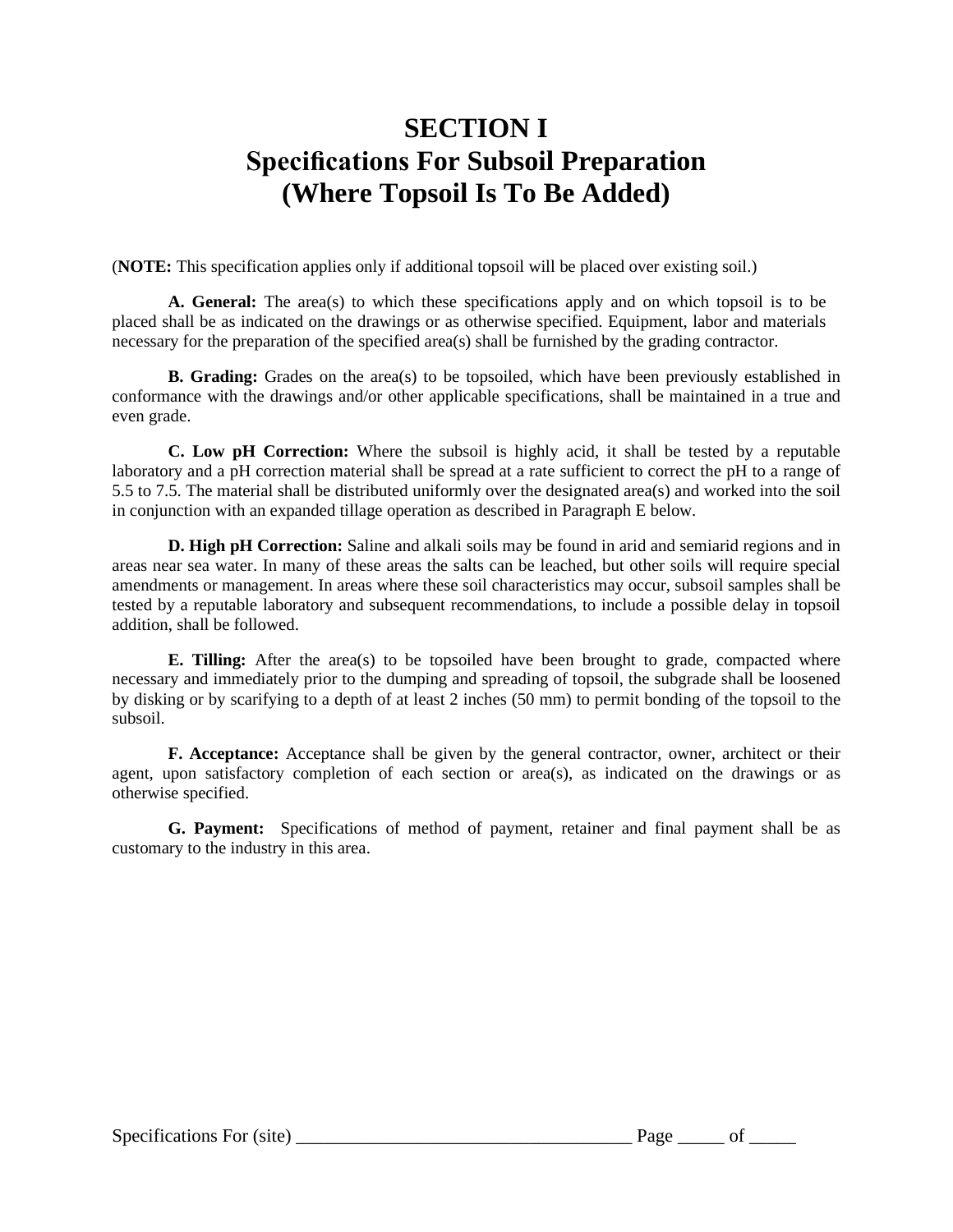# SECTION I
# Specifications For Subsoil Preparation
# (Where Topsoil Is To Be Added)

(**NOTE:** This specification applies only if additional topsoil will be placed over existing soil.)

**A. General:** The area(s) to which these specifications apply and on which topsoil is to be placed shall be as indicated on the drawings or as otherwise specified. Equipment, labor and materials necessary for the preparation of the specified area(s) shall be furnished by the grading contractor.

**B. Grading:** Grades on the area(s) to be topsoiled, which have been previously established in conformance with the drawings and/or other applicable specifications, shall be maintained in a true and even grade.

**C. Low pH Correction:** Where the subsoil is highly acid, it shall be tested by a reputable laboratory and a pH correction material shall be spread at a rate sufficient to correct the pH to a range of 5.5 to 7.5. The material shall be distributed uniformly over the designated area(s) and worked into the soil in conjunction with an expanded tillage operation as described in Paragraph E below.

**D. High pH Correction:** Saline and alkali soils may be found in arid and semiarid regions and in areas near sea water. In many of these areas the salts can be leached, but other soils will require special amendments or management. In areas where these soil characteristics may occur, subsoil samples shall be tested by a reputable laboratory and subsequent recommendations, to include a possible delay in topsoil addition, shall be followed.

**E. Tilling:** After the area(s) to be topsoiled have been brought to grade, compacted where necessary and immediately prior to the dumping and spreading of topsoil, the subgrade shall be loosened by disking or by scarifying to a depth of at least 2 inches (50 mm) to permit bonding of the topsoil to the subsoil.

**F. Acceptance:** Acceptance shall be given by the general contractor, owner, architect or their agent, upon satisfactory completion of each section or area(s), as indicated on the drawings or as otherwise specified.

**G. Payment:** Specifications of method of payment, retainer and final payment shall be as customary to the industry in this area.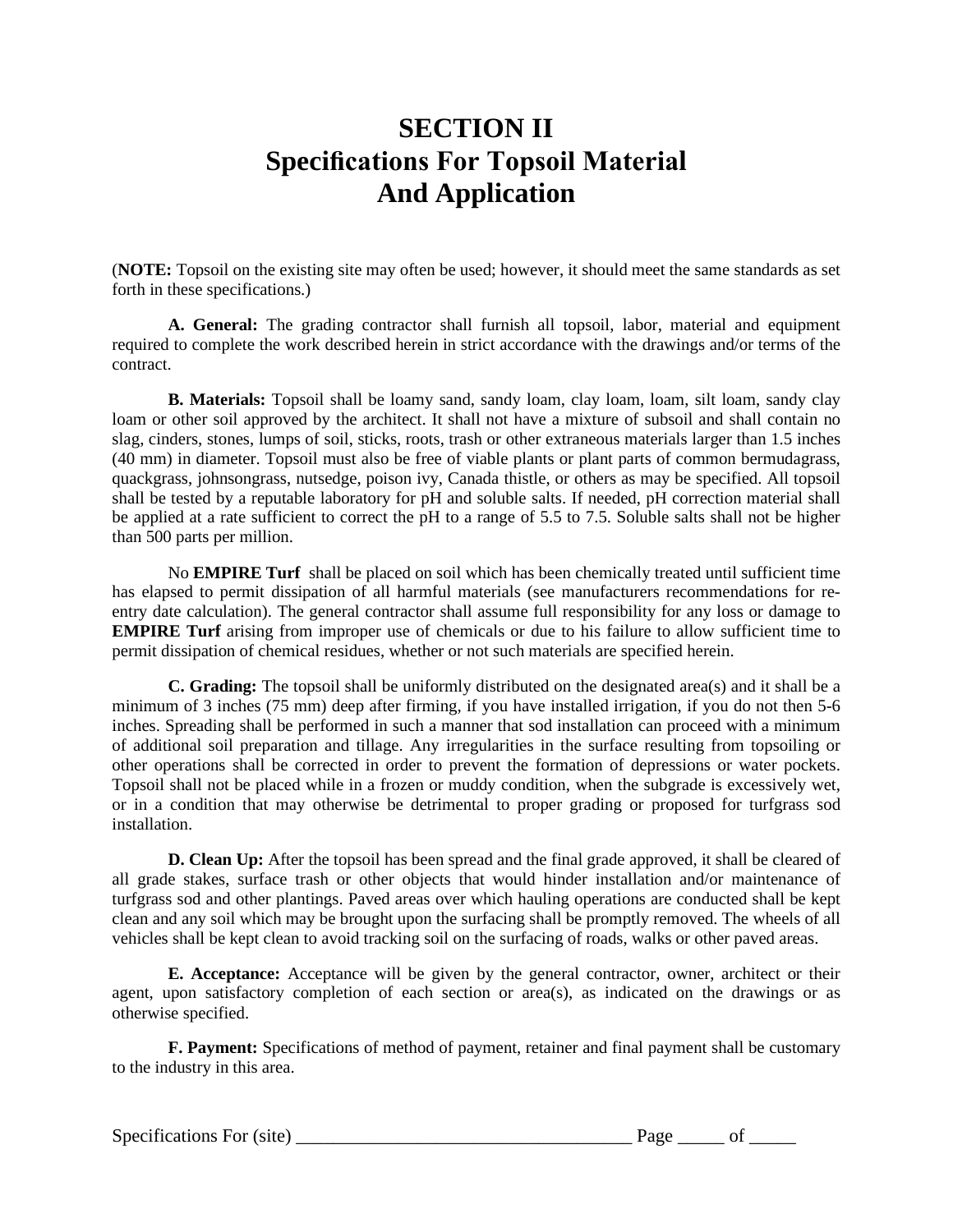# SECTION II
# Specifications For Topsoil Material And Application

(**NOTE:** Topsoil on the existing site may often be used; however, it should meet the same standards as set forth in these specifications.)

**A. General:** The grading contractor shall furnish all topsoil, labor, material and equipment required to complete the work described herein in strict accordance with the drawings and/or terms of the contract.

**B. Materials:** Topsoil shall be loamy sand, sandy loam, clay loam, loam, silt loam, sandy clay loam or other soil approved by the architect. It shall not have a mixture of subsoil and shall contain no slag, cinders, stones, lumps of soil, sticks, roots, trash or other extraneous materials larger than 1.5 inches (40 mm) in diameter. Topsoil must also be free of viable plants or plant parts of common bermudagrass, quackgrass, johnsongrass, nutsedge, poison ivy, Canada thistle, or others as may be specified. All topsoil shall be tested by a reputable laboratory for pH and soluble salts. If needed, pH correction material shall be applied at a rate sufficient to correct the pH to a range of 5.5 to 7.5. Soluble salts shall not be higher than 500 parts per million.

No **EMPIRE Turf** shall be placed on soil which has been chemically treated until sufficient time has elapsed to permit dissipation of all harmful materials (see manufacturers recommendations for re-entry date calculation). The general contractor shall assume full responsibility for any loss or damage to **EMPIRE Turf** arising from improper use of chemicals or due to his failure to allow sufficient time to permit dissipation of chemical residues, whether or not such materials are specified herein.

**C. Grading:** The topsoil shall be uniformly distributed on the designated area(s) and it shall be a minimum of 3 inches (75 mm) deep after firming, if you have installed irrigation, if you do not then 5-6 inches. Spreading shall be performed in such a manner that sod installation can proceed with a minimum of additional soil preparation and tillage. Any irregularities in the surface resulting from topsoiling or other operations shall be corrected in order to prevent the formation of depressions or water pockets. Topsoil shall not be placed while in a frozen or muddy condition, when the subgrade is excessively wet, or in a condition that may otherwise be detrimental to proper grading or proposed for turfgrass sod installation.

**D. Clean Up:** After the topsoil has been spread and the final grade approved, it shall be cleared of all grade stakes, surface trash or other objects that would hinder installation and/or maintenance of turfgrass sod and other plantings. Paved areas over which hauling operations are conducted shall be kept clean and any soil which may be brought upon the surfacing shall be promptly removed. The wheels of all vehicles shall be kept clean to avoid tracking soil on the surfacing of roads, walks or other paved areas.

**E. Acceptance:** Acceptance will be given by the general contractor, owner, architect or their agent, upon satisfactory completion of each section or area(s), as indicated on the drawings or as otherwise specified.

**F. Payment:** Specifications of method of payment, retainer and final payment shall be customary to the industry in this area.

Specifications For (site) ____________________________________ Page _____ of _____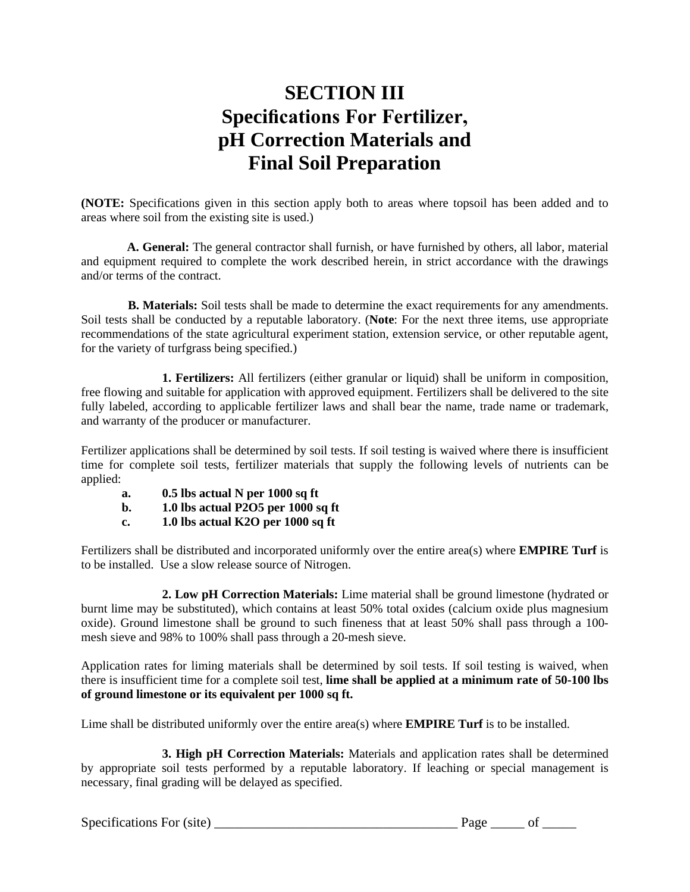# SECTION III
# Specifications For Fertilizer, pH Correction Materials and Final Soil Preparation

**(NOTE:** Specifications given in this section apply both to areas where topsoil has been added and to areas where soil from the existing site is used.)

**A. General:** The general contractor shall furnish, or have furnished by others, all labor, material and equipment required to complete the work described herein, in strict accordance with the drawings and/or terms of the contract.

**B. Materials:** Soil tests shall be made to determine the exact requirements for any amendments. Soil tests shall be conducted by a reputable laboratory. (**Note**: For the next three items, use appropriate recommendations of the state agricultural experiment station, extension service, or other reputable agent, for the variety of turfgrass being specified.)

**1. Fertilizers:** All fertilizers (either granular or liquid) shall be uniform in composition, free flowing and suitable for application with approved equipment. Fertilizers shall be delivered to the site fully labeled, according to applicable fertilizer laws and shall bear the name, trade name or trademark, and warranty of the producer or manufacturer.

Fertilizer applications shall be determined by soil tests. If soil testing is waived where there is insufficient time for complete soil tests, fertilizer materials that supply the following levels of nutrients can be applied:

- **a. 0.5 lbs actual N per 1000 sq ft**
- **b. 1.0 lbs actual $P_2O_5$ per 1000 sq ft**
- **c. 1.0 lbs actual $K_2O$ per 1000 sq ft**

Fertilizers shall be distributed and incorporated uniformly over the entire area(s) where **EMPIRE Turf** is to be installed. Use a slow release source of Nitrogen.

**2. Low pH Correction Materials:** Lime material shall be ground limestone (hydrated or burnt lime may be substituted), which contains at least 50% total oxides (calcium oxide plus magnesium oxide). Ground limestone shall be ground to such fineness that at least 50% shall pass through a 100-mesh sieve and 98% to 100% shall pass through a 20-mesh sieve.

Application rates for liming materials shall be determined by soil tests. If soil testing is waived, when there is insufficient time for a complete soil test, **lime shall be applied at a minimum rate of 50-100 lbs of ground limestone or its equivalent per 1000 sq ft.**

Lime shall be distributed uniformly over the entire area(s) where **EMPIRE Turf** is to be installed.

**3. High pH Correction Materials:** Materials and application rates shall be determined by appropriate soil tests performed by a reputable laboratory. If leaching or special management is necessary, final grading will be delayed as specified.

Specifications For (site) ____________________________________ Page _____ of _____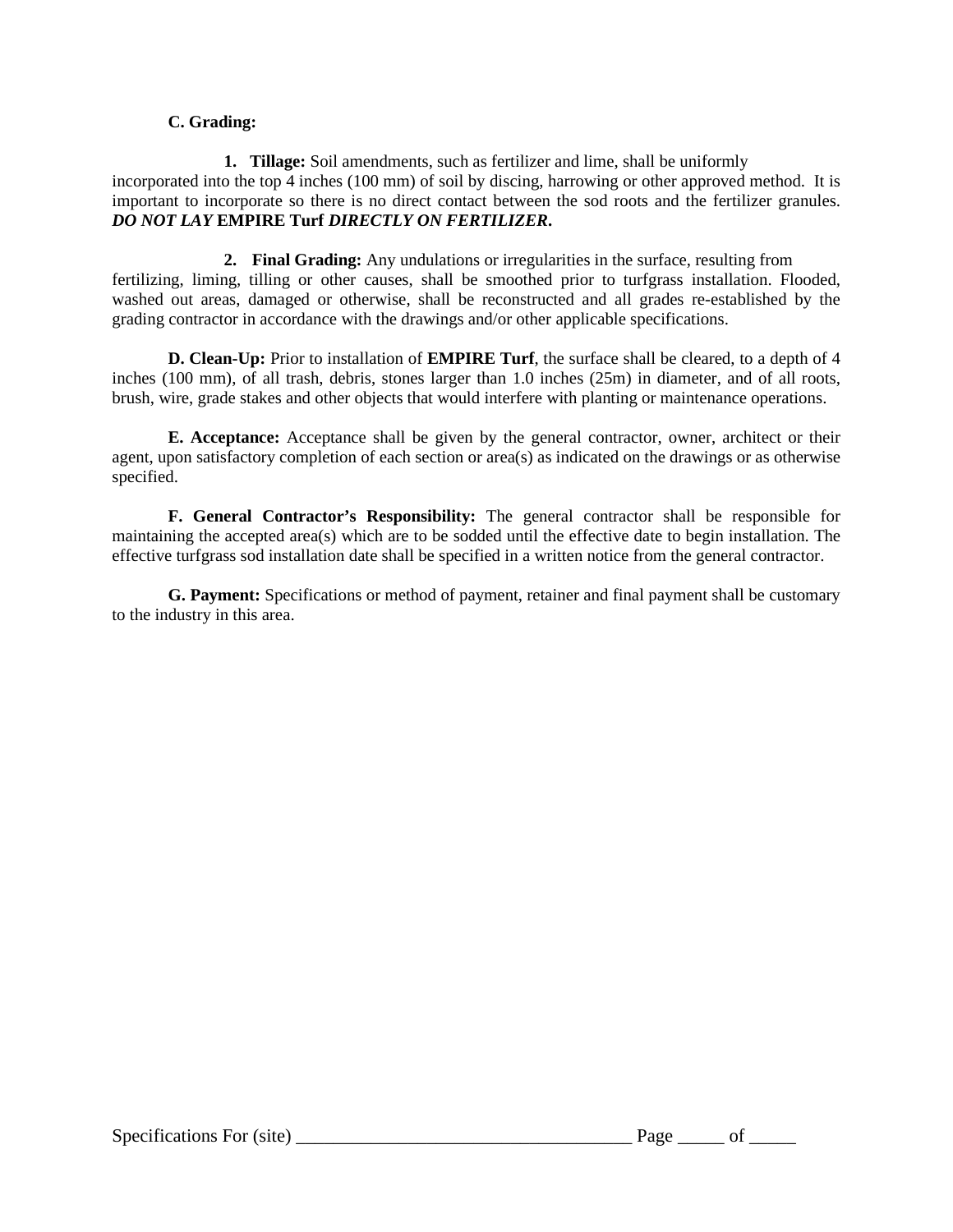**C. Grading:**

1. **Tillage:** Soil amendments, such as fertilizer and lime, shall be uniformly incorporated into the top 4 inches (100 mm) of soil by discing, harrowing or other approved method. It is important to incorporate so there is no direct contact between the sod roots and the fertilizer granules. ***DO NOT LAY* EMPIRE Turf *DIRECTLY ON FERTILIZER*.**

2. **Final Grading:** Any undulations or irregularities in the surface, resulting from fertilizing, liming, tilling or other causes, shall be smoothed prior to turfgrass installation. Flooded, washed out areas, damaged or otherwise, shall be reconstructed and all grades re-established by the grading contractor in accordance with the drawings and/or other applicable specifications.

**D. Clean-Up:** Prior to installation of **EMPIRE Turf**, the surface shall be cleared, to a depth of 4 inches (100 mm), of all trash, debris, stones larger than 1.0 inches (25m) in diameter, and of all roots, brush, wire, grade stakes and other objects that would interfere with planting or maintenance operations.

**E. Acceptance:** Acceptance shall be given by the general contractor, owner, architect or their agent, upon satisfactory completion of each section or area(s) as indicated on the drawings or as otherwise specified.

**F. General Contractor's Responsibility:** The general contractor shall be responsible for maintaining the accepted area(s) which are to be sodded until the effective date to begin installation. The effective turfgrass sod installation date shall be specified in a written notice from the general contractor.

**G. Payment:** Specifications or method of payment, retainer and final payment shall be customary to the industry in this area.

Specifications For (site) ____________________________________ Page _____ of _____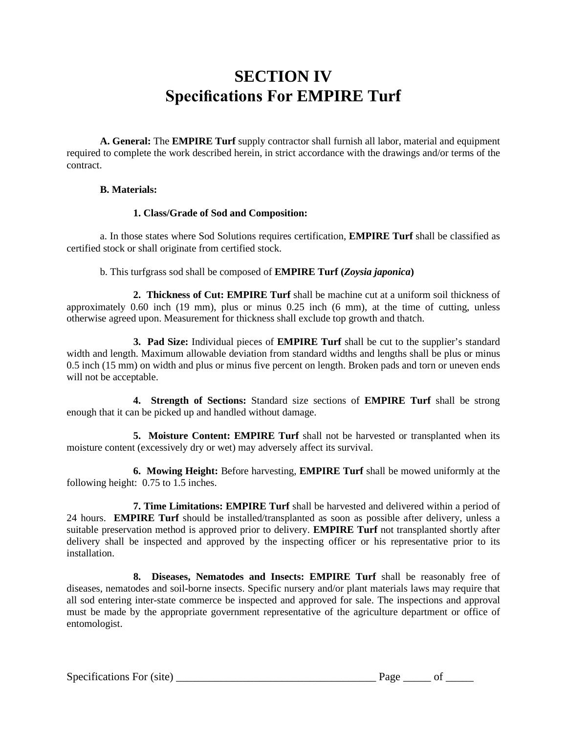# SECTION IV
# Specifications For EMPIRE Turf

**A. General:** The **EMPIRE Turf** supply contractor shall furnish all labor, material and equipment required to complete the work described herein, in strict accordance with the drawings and/or terms of the contract.

**B. Materials:**

**1. Class/Grade of Sod and Composition:**

a. In those states where Sod Solutions requires certification, **EMPIRE Turf** shall be classified as certified stock or shall originate from certified stock.

b. This turfgrass sod shall be composed of **EMPIRE Turf (*Zoysia japonica*)**

**2. Thickness of Cut: EMPIRE Turf** shall be machine cut at a uniform soil thickness of approximately 0.60 inch (19 mm), plus or minus 0.25 inch (6 mm), at the time of cutting, unless otherwise agreed upon. Measurement for thickness shall exclude top growth and thatch.

**3. Pad Size:** Individual pieces of **EMPIRE Turf** shall be cut to the supplier's standard width and length. Maximum allowable deviation from standard widths and lengths shall be plus or minus 0.5 inch (15 mm) on width and plus or minus five percent on length. Broken pads and torn or uneven ends will not be acceptable.

**4. Strength of Sections:** Standard size sections of **EMPIRE Turf** shall be strong enough that it can be picked up and handled without damage.

**5. Moisture Content: EMPIRE Turf** shall not be harvested or transplanted when its moisture content (excessively dry or wet) may adversely affect its survival.

**6. Mowing Height:** Before harvesting, **EMPIRE Turf** shall be mowed uniformly at the following height: 0.75 to 1.5 inches.

**7. Time Limitations: EMPIRE Turf** shall be harvested and delivered within a period of 24 hours. **EMPIRE Turf** should be installed/transplanted as soon as possible after delivery, unless a suitable preservation method is approved prior to delivery. **EMPIRE Turf** not transplanted shortly after delivery shall be inspected and approved by the inspecting officer or his representative prior to its installation.

**8. Diseases, Nematodes and Insects: EMPIRE Turf** shall be reasonably free of diseases, nematodes and soil-borne insects. Specific nursery and/or plant materials laws may require that all sod entering inter-state commerce be inspected and approved for sale. The inspections and approval must be made by the appropriate government representative of the agriculture department or office of entomologist.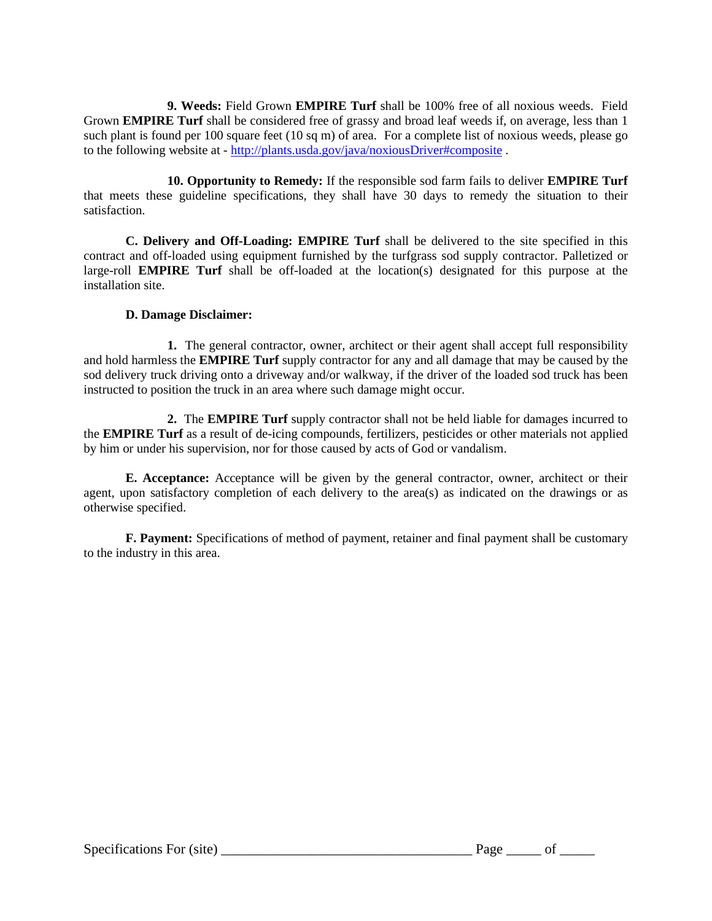**9. Weeds:** Field Grown **EMPIRE Turf** shall be 100% free of all noxious weeds. Field Grown **EMPIRE Turf** shall be considered free of grassy and broad leaf weeds if, on average, less than 1 such plant is found per 100 square feet (10 sq m) of area. For a complete list of noxious weeds, please go to the following website at - [http://plants.usda.gov/java/noxiousDriver#composite](http://plants.usda.gov/java/noxiousDriver#composite) .

**10. Opportunity to Remedy:** If the responsible sod farm fails to deliver **EMPIRE Turf** that meets these guideline specifications, they shall have 30 days to remedy the situation to their satisfaction.

**C. Delivery and Off-Loading: EMPIRE Turf** shall be delivered to the site specified in this contract and off-loaded using equipment furnished by the turfgrass sod supply contractor. Palletized or large-roll **EMPIRE Turf** shall be off-loaded at the location(s) designated for this purpose at the installation site.

**D. Damage Disclaimer:**

**1.** The general contractor, owner, architect or their agent shall accept full responsibility and hold harmless the **EMPIRE Turf** supply contractor for any and all damage that may be caused by the sod delivery truck driving onto a driveway and/or walkway, if the driver of the loaded sod truck has been instructed to position the truck in an area where such damage might occur.

**2.** The **EMPIRE Turf** supply contractor shall not be held liable for damages incurred to the **EMPIRE Turf** as a result of de-icing compounds, fertilizers, pesticides or other materials not applied by him or under his supervision, nor for those caused by acts of God or vandalism.

**E. Acceptance:** Acceptance will be given by the general contractor, owner, architect or their agent, upon satisfactory completion of each delivery to the area(s) as indicated on the drawings or as otherwise specified.

**F. Payment:** Specifications of method of payment, retainer and final payment shall be customary to the industry in this area.

Specifications For (site) ___________________________________ Page _____ of _____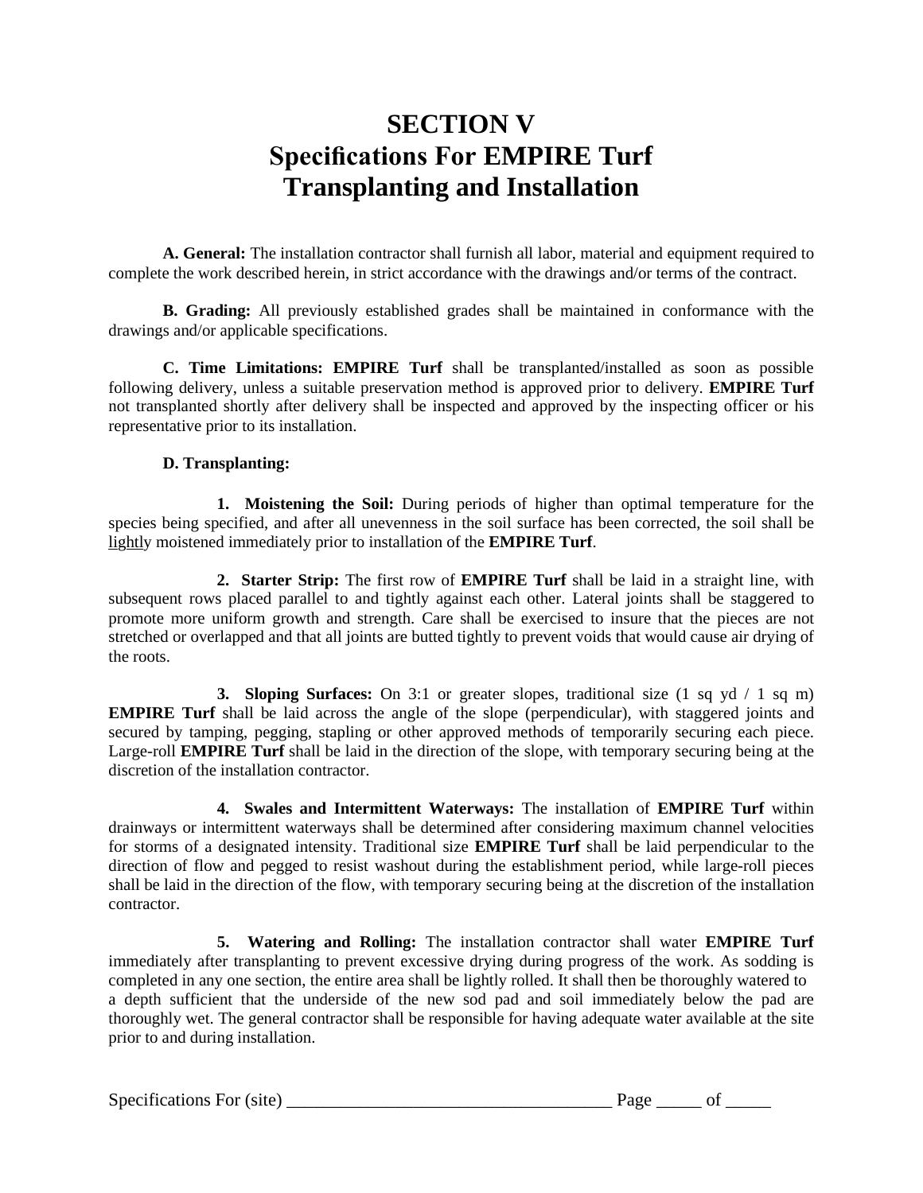# SECTION V
# Specifications For EMPIRE Turf Transplanting and Installation

**A. General:** The installation contractor shall furnish all labor, material and equipment required to complete the work described herein, in strict accordance with the drawings and/or terms of the contract.

**B. Grading:** All previously established grades shall be maintained in conformance with the drawings and/or applicable specifications.

**C. Time Limitations: EMPIRE Turf** shall be transplanted/installed as soon as possible following delivery, unless a suitable preservation method is approved prior to delivery. **EMPIRE Turf** not transplanted shortly after delivery shall be inspected and approved by the inspecting officer or his representative prior to its installation.

**D. Transplanting:**

**1. Moistening the Soil:** During periods of higher than optimal temperature for the species being specified, and after all unevenness in the soil surface has been corrected, the soil shall be lightly moistened immediately prior to installation of the **EMPIRE Turf**.

**2. Starter Strip:** The first row of **EMPIRE Turf** shall be laid in a straight line, with subsequent rows placed parallel to and tightly against each other. Lateral joints shall be staggered to promote more uniform growth and strength. Care shall be exercised to insure that the pieces are not stretched or overlapped and that all joints are butted tightly to prevent voids that would cause air drying of the roots.

**3. Sloping Surfaces:** On 3:1 or greater slopes, traditional size (1 sq yd / 1 sq m) **EMPIRE Turf** shall be laid across the angle of the slope (perpendicular), with staggered joints and secured by tamping, pegging, stapling or other approved methods of temporarily securing each piece. Large-roll **EMPIRE Turf** shall be laid in the direction of the slope, with temporary securing being at the discretion of the installation contractor.

**4. Swales and Intermittent Waterways:** The installation of **EMPIRE Turf** within drainways or intermittent waterways shall be determined after considering maximum channel velocities for storms of a designated intensity. Traditional size **EMPIRE Turf** shall be laid perpendicular to the direction of flow and pegged to resist washout during the establishment period, while large-roll pieces shall be laid in the direction of the flow, with temporary securing being at the discretion of the installation contractor.

**5. Watering and Rolling:** The installation contractor shall water **EMPIRE Turf** immediately after transplanting to prevent excessive drying during progress of the work. As sodding is completed in any one section, the entire area shall be lightly rolled. It shall then be thoroughly watered to a depth sufficient that the underside of the new sod pad and soil immediately below the pad are thoroughly wet. The general contractor shall be responsible for having adequate water available at the site prior to and during installation.

Specifications For (site) ____________________________________ Page _____ of _____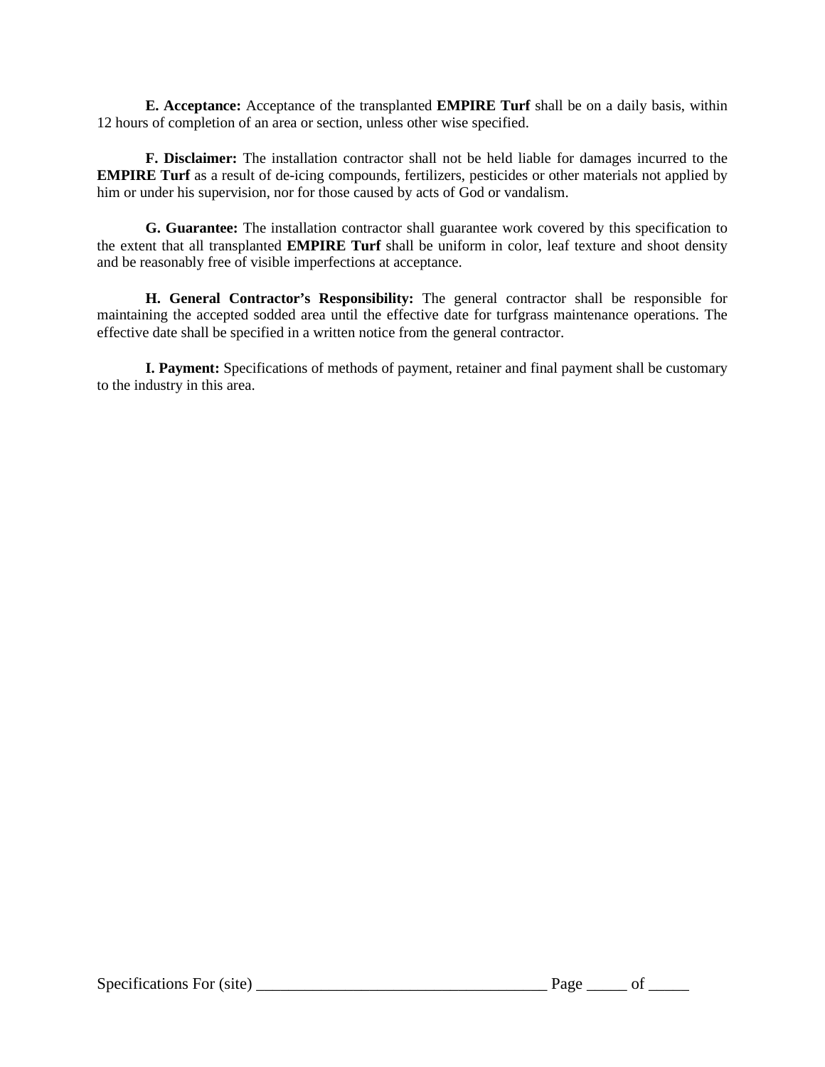**E. Acceptance:** Acceptance of the transplanted **EMPIRE Turf** shall be on a daily basis, within 12 hours of completion of an area or section, unless other wise specified.

**F. Disclaimer:** The installation contractor shall not be held liable for damages incurred to the **EMPIRE Turf** as a result of de-icing compounds, fertilizers, pesticides or other materials not applied by him or under his supervision, nor for those caused by acts of God or vandalism.

**G. Guarantee:** The installation contractor shall guarantee work covered by this specification to the extent that all transplanted **EMPIRE Turf** shall be uniform in color, leaf texture and shoot density and be reasonably free of visible imperfections at acceptance.

**H. General Contractor's Responsibility:** The general contractor shall be responsible for maintaining the accepted sodded area until the effective date for turfgrass maintenance operations. The effective date shall be specified in a written notice from the general contractor.

**I. Payment:** Specifications of methods of payment, retainer and final payment shall be customary to the industry in this area.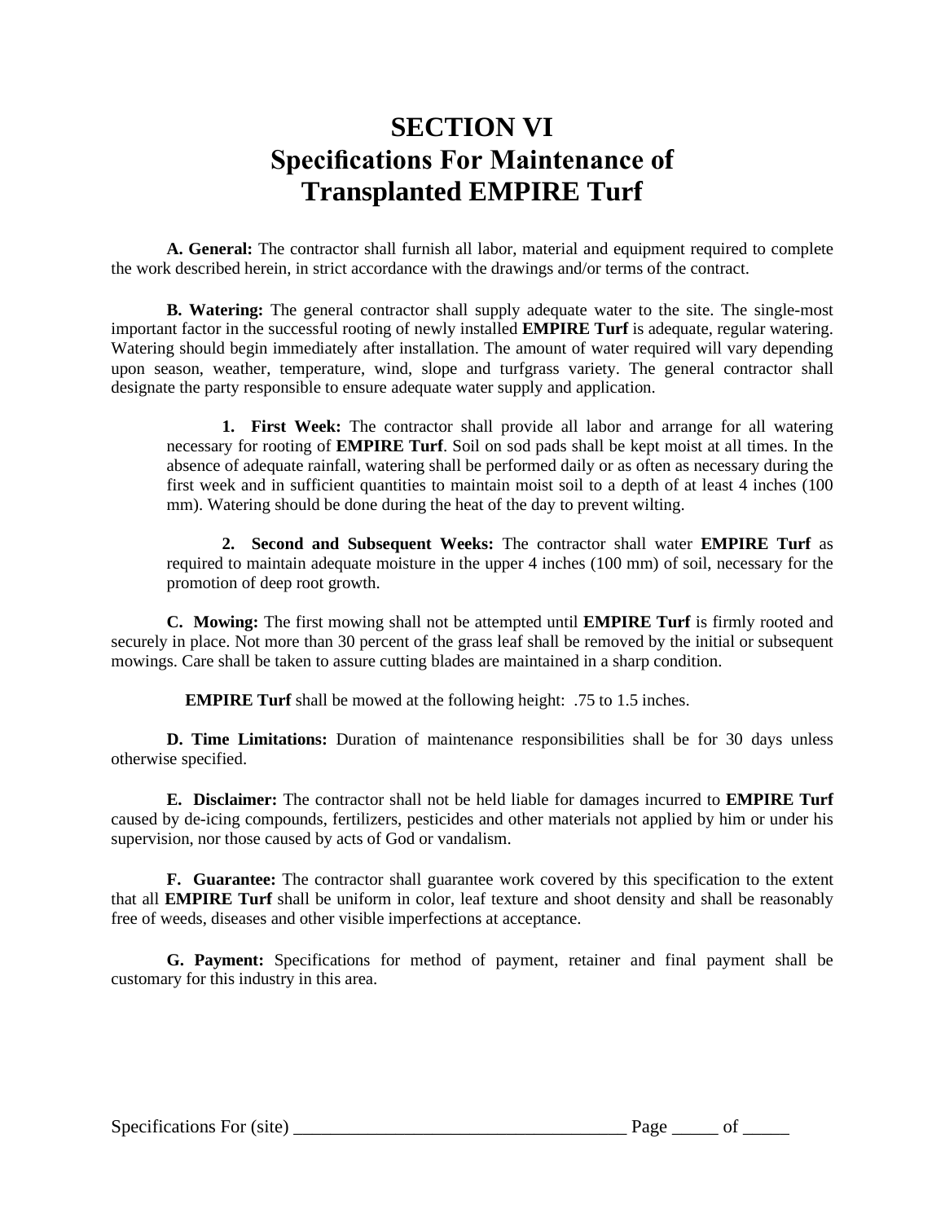# SECTION VI
# Specifications For Maintenance of Transplanted EMPIRE Turf

**A. General:** The contractor shall furnish all labor, material and equipment required to complete the work described herein, in strict accordance with the drawings and/or terms of the contract.

**B. Watering:** The general contractor shall supply adequate water to the site. The single-most important factor in the successful rooting of newly installed **EMPIRE Turf** is adequate, regular watering. Watering should begin immediately after installation. The amount of water required will vary depending upon season, weather, temperature, wind, slope and turfgrass variety. The general contractor shall designate the party responsible to ensure adequate water supply and application.

1. **First Week:** The contractor shall provide all labor and arrange for all watering necessary for rooting of **EMPIRE Turf**. Soil on sod pads shall be kept moist at all times. In the absence of adequate rainfall, watering shall be performed daily or as often as necessary during the first week and in sufficient quantities to maintain moist soil to a depth of at least 4 inches (100 mm). Watering should be done during the heat of the day to prevent wilting.

2. **Second and Subsequent Weeks:** The contractor shall water **EMPIRE Turf** as required to maintain adequate moisture in the upper 4 inches (100 mm) of soil, necessary for the promotion of deep root growth.

**C. Mowing:** The first mowing shall not be attempted until **EMPIRE Turf** is firmly rooted and securely in place. Not more than 30 percent of the grass leaf shall be removed by the initial or subsequent mowings. Care shall be taken to assure cutting blades are maintained in a sharp condition.

**EMPIRE Turf** shall be mowed at the following height: .75 to 1.5 inches.

**D. Time Limitations:** Duration of maintenance responsibilities shall be for 30 days unless otherwise specified.

**E. Disclaimer:** The contractor shall not be held liable for damages incurred to **EMPIRE Turf** caused by de-icing compounds, fertilizers, pesticides and other materials not applied by him or under his supervision, nor those caused by acts of God or vandalism.

**F. Guarantee:** The contractor shall guarantee work covered by this specification to the extent that all **EMPIRE Turf** shall be uniform in color, leaf texture and shoot density and shall be reasonably free of weeds, diseases and other visible imperfections at acceptance.

**G. Payment:** Specifications for method of payment, retainer and final payment shall be customary for this industry in this area.

Specifications For (site) ____________________________________ Page _____ of _____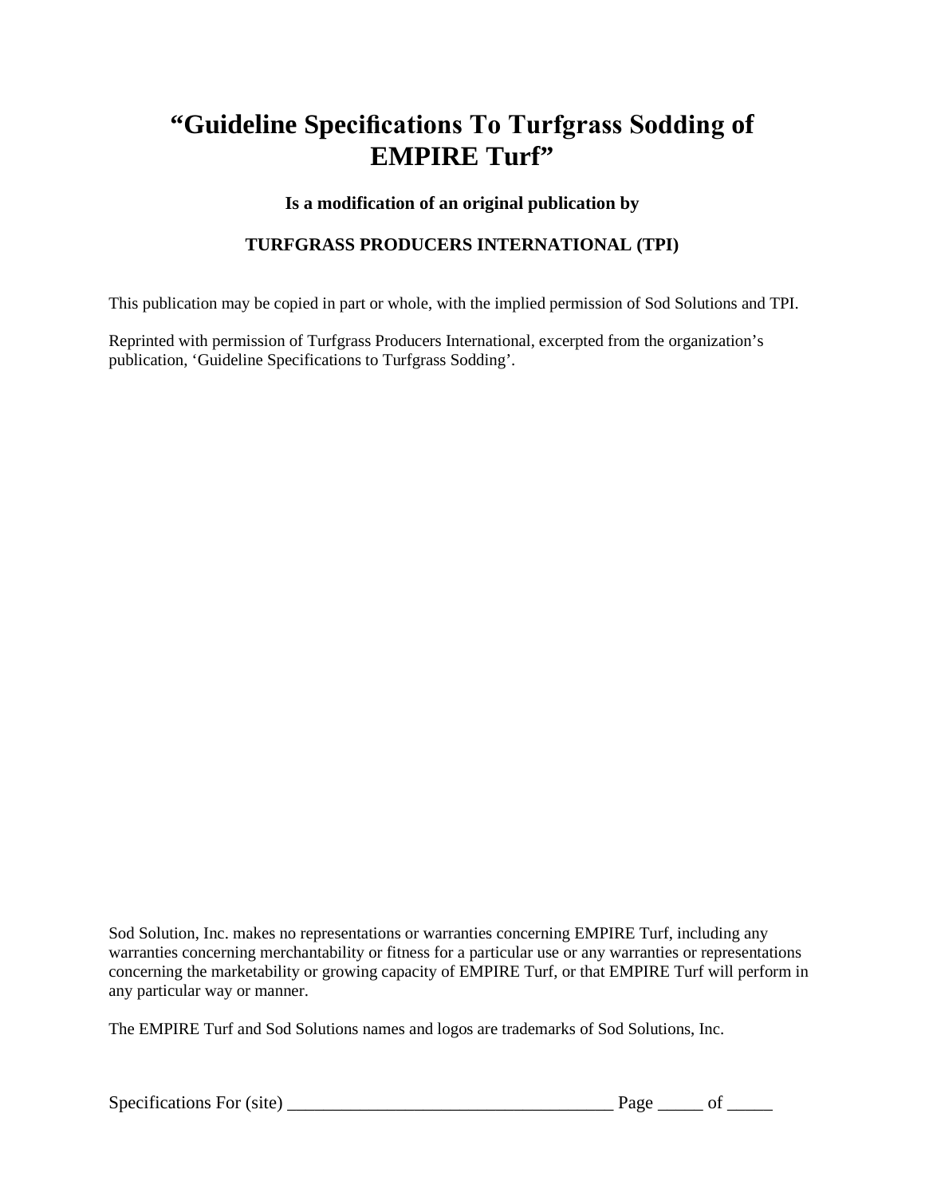# "Guideline Specifications To Turfgrass Sodding of EMPIRE Turf"

**Is a modification of an original publication by**

**TURFGRASS PRODUCERS INTERNATIONAL (TPI)**

This publication may be copied in part or whole, with the implied permission of Sod Solutions and TPI.

Reprinted with permission of Turfgrass Producers International, excerpted from the organization's publication, 'Guideline Specifications to Turfgrass Sodding'.

Sod Solution, Inc. makes no representations or warranties concerning EMPIRE Turf, including any warranties concerning merchantability or fitness for a particular use or any warranties or representations concerning the marketability or growing capacity of EMPIRE Turf, or that EMPIRE Turf will perform in any particular way or manner.

The EMPIRE Turf and Sod Solutions names and logos are trademarks of Sod Solutions, Inc.